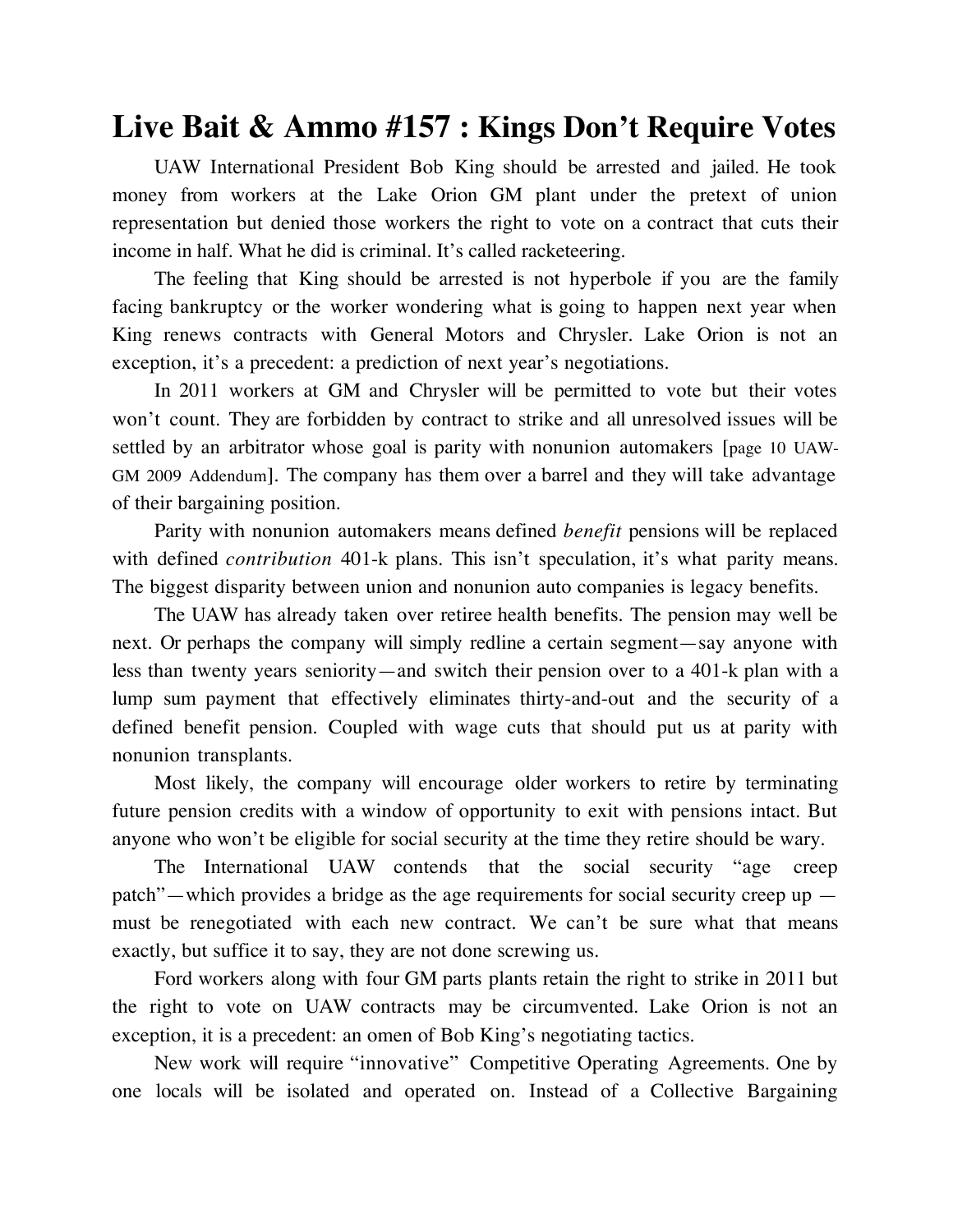# Live Bait & Ammo #157 : Kings Don't Require Votes

UAW International President Bob King should be arrested and jailed. He took money from workers at the Lake Orion GM plant under the pretext of union representation but denied those workers the right to vote on a contract that cuts their income in half. What he did is criminal. It's called racketeering.

The feeling that King should be arrested is not hyperbole if you are the family facing bankruptcy or the worker wondering what is going to happen next year when King renews contracts with General Motors and Chrysler. Lake Orion is not an exception, it's a precedent: a prediction of next year's negotiations.

In 2011 workers at GM and Chrysler will be permitted to vote but their votes won't count. They are forbidden by contract to strike and all unresolved issues will be settled by an arbitrator whose goal is parity with nonunion automakers [page 10 UAW-GM 2009 Addendum]. The company has them over a barrel and they will take advantage of their bargaining position.

Parity with nonunion automakers means defined *benefit* pensions will be replaced with defined *contribution* 401-k plans. This isn't speculation, it's what parity means. The biggest disparity between union and nonunion auto companies is legacy benefits.

The UAW has already taken over retiree health benefits. The pension may well be next. Or perhaps the company will simply redline a certain segment—say anyone with less than twenty years seniority—and switch their pension over to a 401-k plan with a lump sum payment that effectively eliminates thirty-and-out and the security of a defined benefit pension. Coupled with wage cuts that should put us at parity with nonunion transplants.

Most likely, the company will encourage older workers to retire by terminating future pension credits with a window of opportunity to exit with pensions intact. But anyone who won't be eligible for social security at the time they retire should be wary.

The International UAW contends that the social security "age creep patch"—which provides a bridge as the age requirements for social security creep up — must be renegotiated with each new contract. We can't be sure what that means exactly, but suffice it to say, they are not done screwing us.

Ford workers along with four GM parts plants retain the right to strike in 2011 but the right to vote on UAW contracts may be circumvented. Lake Orion is not an exception, it is a precedent: an omen of Bob King's negotiating tactics.

New work will require "innovative" Competitive Operating Agreements. One by one locals will be isolated and operated on. Instead of a Collective Bargaining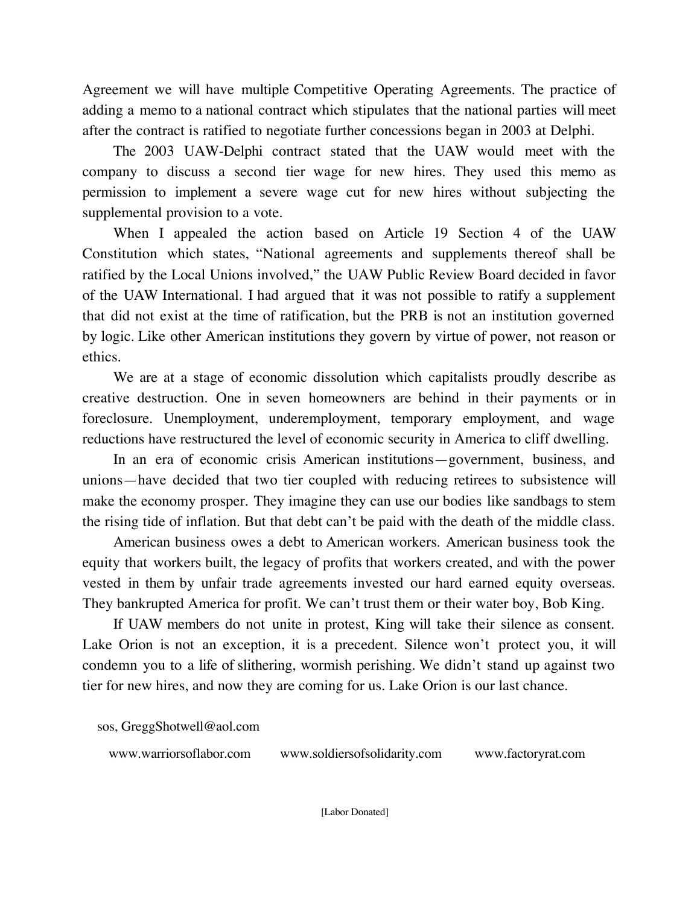Agreement we will have multiple Competitive Operating Agreements. The practice of adding a memo to a national contract which stipulates that the national parties will meet after the contract is ratified to negotiate further concessions began in 2003 at Delphi.

The 2003 UAW-Delphi contract stated that the UAW would meet with the company to discuss a second tier wage for new hires. They used this memo as permission to implement a severe wage cut for new hires without subjecting the supplemental provision to a vote.

When I appealed the action based on Article 19 Section 4 of the UAW Constitution which states, "National agreements and supplements thereof shall be ratified by the Local Unions involved," the UAW Public Review Board decided in favor of the UAW International. I had argued that it was not possible to ratify a supplement that did not exist at the time of ratification, but the PRB is not an institution governed by logic. Like other American institutions they govern by virtue of power, not reason or ethics.

We are at a stage of economic dissolution which capitalists proudly describe as creative destruction. One in seven homeowners are behind in their payments or in foreclosure. Unemployment, underemployment, temporary employment, and wage reductions have restructured the level of economic security in America to cliff dwelling.

In an era of economic crisis American institutions—government, business, and unions—have decided that two tier coupled with reducing retirees to subsistence will make the economy prosper. They imagine they can use our bodies like sandbags to stem the rising tide of inflation. But that debt can't be paid with the death of the middle class.

American business owes a debt to American workers. American business took the equity that workers built, the legacy of profits that workers created, and with the power vested in them by unfair trade agreements invested our hard earned equity overseas. They bankrupted America for profit. We can't trust them or their water boy, Bob King.

If UAW members do not unite in protest, King will take their silence as consent. Lake Orion is not an exception, it is a precedent. Silence won't protect you, it will condemn you to a life of slithering, wormish perishing. We didn't stand up against two tier for new hires, and now they are coming for us. Lake Orion is our last chance.

sos, GreggShotwell@aol.com

www.warriorsoflabor.com www.soldiersofsolidarity.com www.factoryrat.com

[Labor Donated]